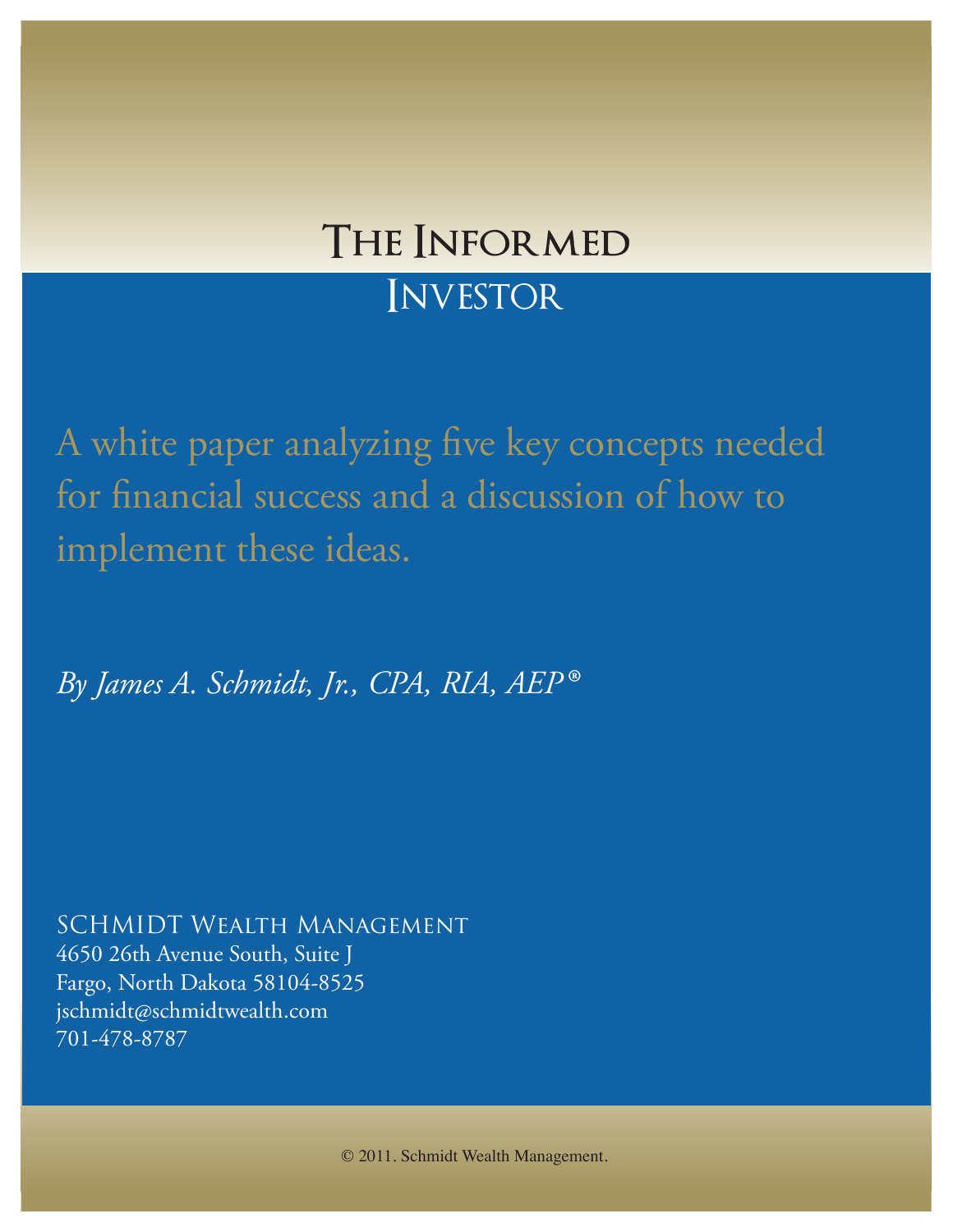# The Informed Investor

A white paper analyzing five key concepts needed for financial success and a discussion of how to implement these ideas.

*By James A. Schmidt, Jr., CPA, RIA, AEP®*

SCHMIDT Wealth Management
4650 26th Avenue South, Suite J
Fargo, North Dakota 58104-8525
jschmidt@schmidtwealth.com
701-478-8787

© 2011. Schmidt Wealth Management.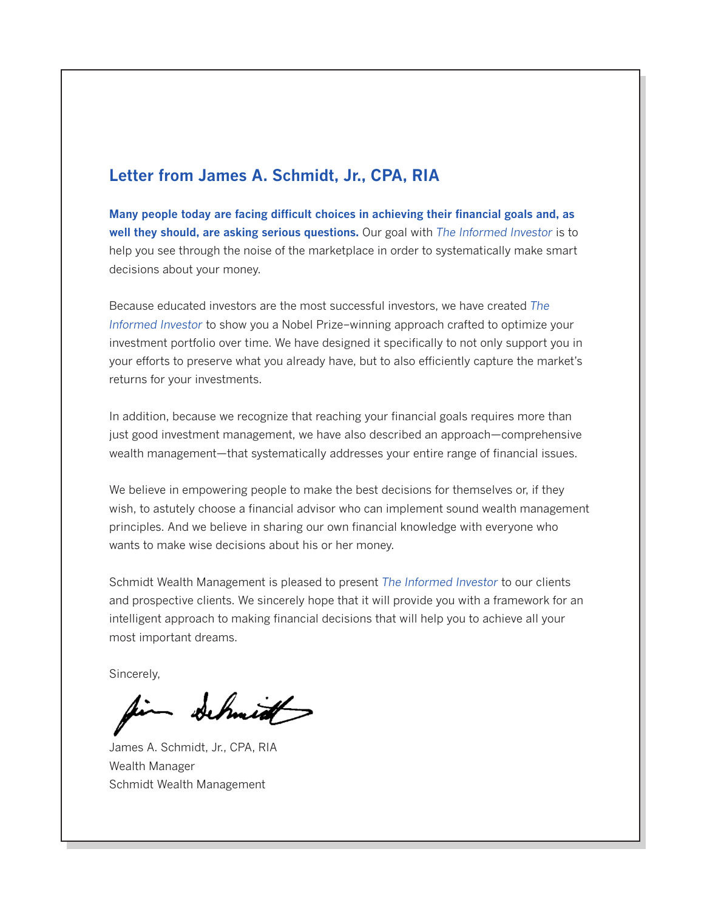## Letter from James A. Schmidt, Jr., CPA, RIA

**Many people today are facing difficult choices in achieving their financial goals and, as well they should, are asking serious questions.** Our goal with *The Informed Investor* is to help you see through the noise of the marketplace in order to systematically make smart decisions about your money.

Because educated investors are the most successful investors, we have created *The Informed Investor* to show you a Nobel Prize–winning approach crafted to optimize your investment portfolio over time. We have designed it specifically to not only support you in your efforts to preserve what you already have, but to also efficiently capture the market's returns for your investments.

In addition, because we recognize that reaching your financial goals requires more than just good investment management, we have also described an approach—comprehensive wealth management—that systematically addresses your entire range of financial issues.

We believe in empowering people to make the best decisions for themselves or, if they wish, to astutely choose a financial advisor who can implement sound wealth management principles. And we believe in sharing our own financial knowledge with everyone who wants to make wise decisions about his or her money.

Schmidt Wealth Management is pleased to present *The Informed Investor* to our clients and prospective clients. We sincerely hope that it will provide you with a framework for an intelligent approach to making financial decisions that will help you to achieve all your most important dreams.

Sincerely,

James A. Schmidt, Jr., CPA, RIA
Wealth Manager
Schmidt Wealth Management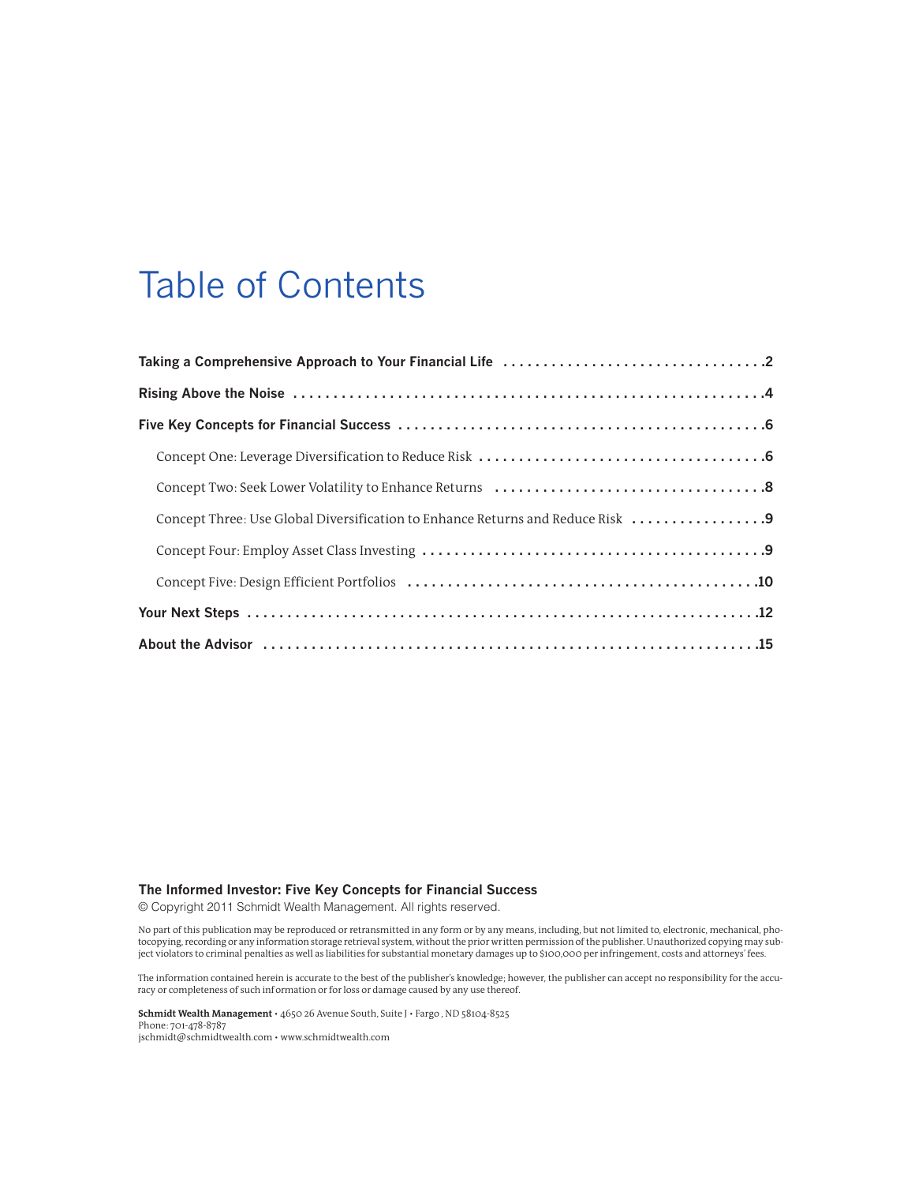# Table of Contents

**Taking a Comprehensive Approach to Your Financial Life** . . . . . . . . . . . . . . . . . . . . . . . . . . . . . . . . . .2

**Rising Above the Noise** . . . . . . . . . . . . . . . . . . . . . . . . . . . . . . . . . . . . . . . . . . . . . . . . . . . . . . . . . . . .4

**Five Key Concepts for Financial Success** . . . . . . . . . . . . . . . . . . . . . . . . . . . . . . . . . . . . . . . . . . . . . .6

- Concept One: Leverage Diversification to Reduce Risk . . . . . . . . . . . . . . . . . . . . . . . . . . . . . . . . . . . .6
- Concept Two: Seek Lower Volatility to Enhance Returns . . . . . . . . . . . . . . . . . . . . . . . . . . . . . . . . . .8
- Concept Three: Use Global Diversification to Enhance Returns and Reduce Risk . . . . . . . . . . . . . . . . .9
- Concept Four: Employ Asset Class Investing . . . . . . . . . . . . . . . . . . . . . . . . . . . . . . . . . . . . . . . . . . .9
- Concept Five: Design Efficient Portfolios . . . . . . . . . . . . . . . . . . . . . . . . . . . . . . . . . . . . . . . . . . . .10

**Your Next Steps** . . . . . . . . . . . . . . . . . . . . . . . . . . . . . . . . . . . . . . . . . . . . . . . . . . . . . . . . . . . . . . . . .12

**About the Advisor** . . . . . . . . . . . . . . . . . . . . . . . . . . . . . . . . . . . . . . . . . . . . . . . . . . . . . . . . . . . . . . .15

**The Informed Investor: Five Key Concepts for Financial Success**
© Copyright 2011 Schmidt Wealth Management. All rights reserved.

No part of this publication may be reproduced or retransmitted in any form or by any means, including, but not limited to, electronic, mechanical, photocopying, recording or any information storage retrieval system, without the prior written permission of the publisher. Unauthorized copying may subject violators to criminal penalties as well as liabilities for substantial monetary damages up to $100,000 per infringement, costs and attorneys' fees.

The information contained herein is accurate to the best of the publisher's knowledge; however, the publisher can accept no responsibility for the accuracy or completeness of such information or for loss or damage caused by any use thereof.

**Schmidt Wealth Management** • 4650 26 Avenue South, Suite J • Fargo , ND 58104-8525
Phone: 701-478-8787
jschmidt@schmidtwealth.com • www.schmidtwealth.com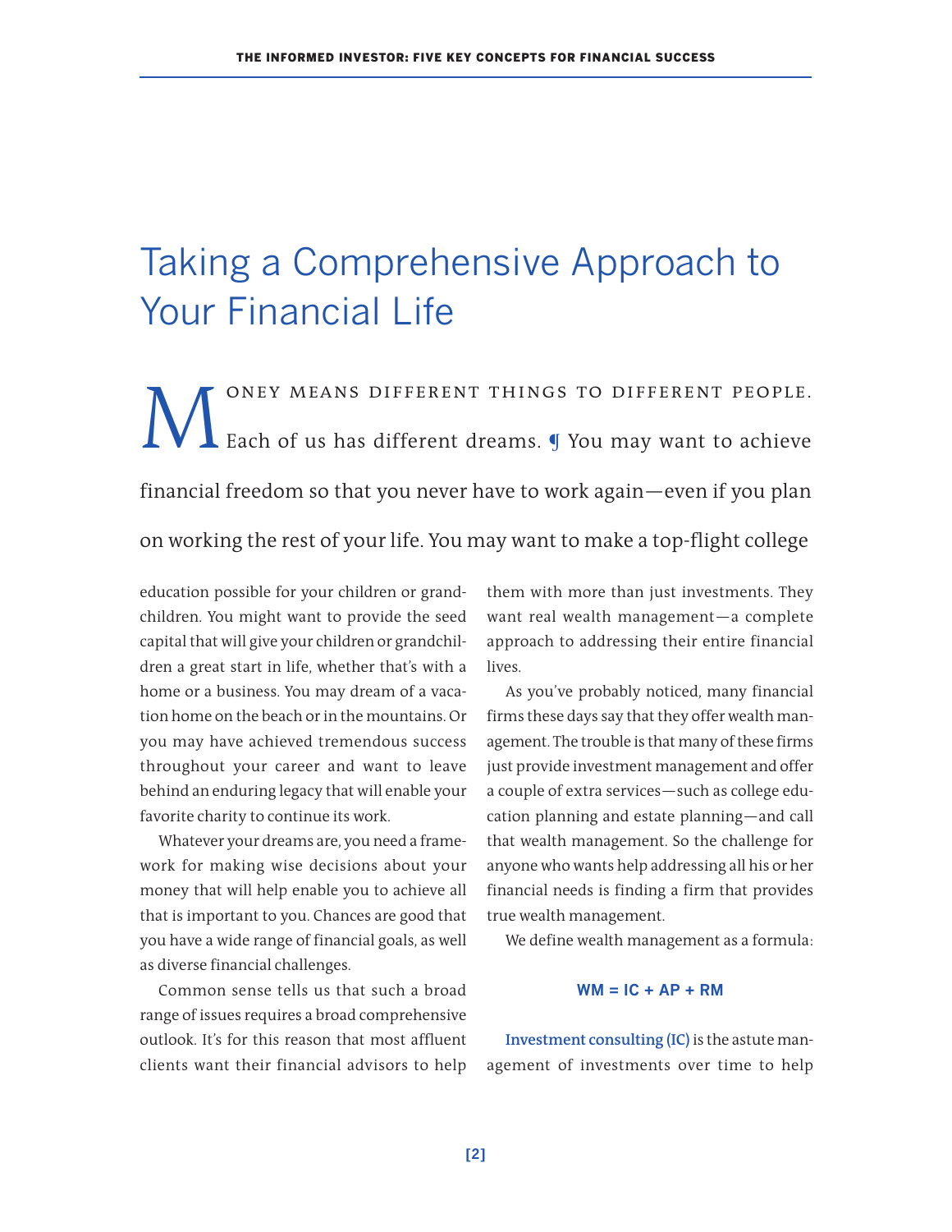# Taking a Comprehensive Approach to Your Financial Life

MONEY MEANS DIFFERENT THINGS TO DIFFERENT PEOPLE. Each of us has different dreams. ¶ You may want to achieve financial freedom so that you never have to work again—even if you plan on working the rest of your life. You may want to make a top-flight college education possible for your children or grandchildren. You might want to provide the seed capital that will give your children or grandchildren a great start in life, whether that's with a home or a business. You may dream of a vacation home on the beach or in the mountains. Or you may have achieved tremendous success throughout your career and want to leave behind an enduring legacy that will enable your favorite charity to continue its work.

Whatever your dreams are, you need a framework for making wise decisions about your money that will help enable you to achieve all that is important to you. Chances are good that you have a wide range of financial goals, as well as diverse financial challenges.

Common sense tells us that such a broad range of issues requires a broad comprehensive outlook. It's for this reason that most affluent clients want their financial advisors to help them with more than just investments. They want real wealth management—a complete approach to addressing their entire financial lives.

As you've probably noticed, many financial firms these days say that they offer wealth management. The trouble is that many of these firms just provide investment management and offer a couple of extra services—such as college education planning and estate planning—and call that wealth management. So the challenge for anyone who wants help addressing all his or her financial needs is finding a firm that provides true wealth management.

We define wealth management as a formula:

**WM = IC + AP + RM**

**Investment consulting (IC)** is the astute management of investments over time to help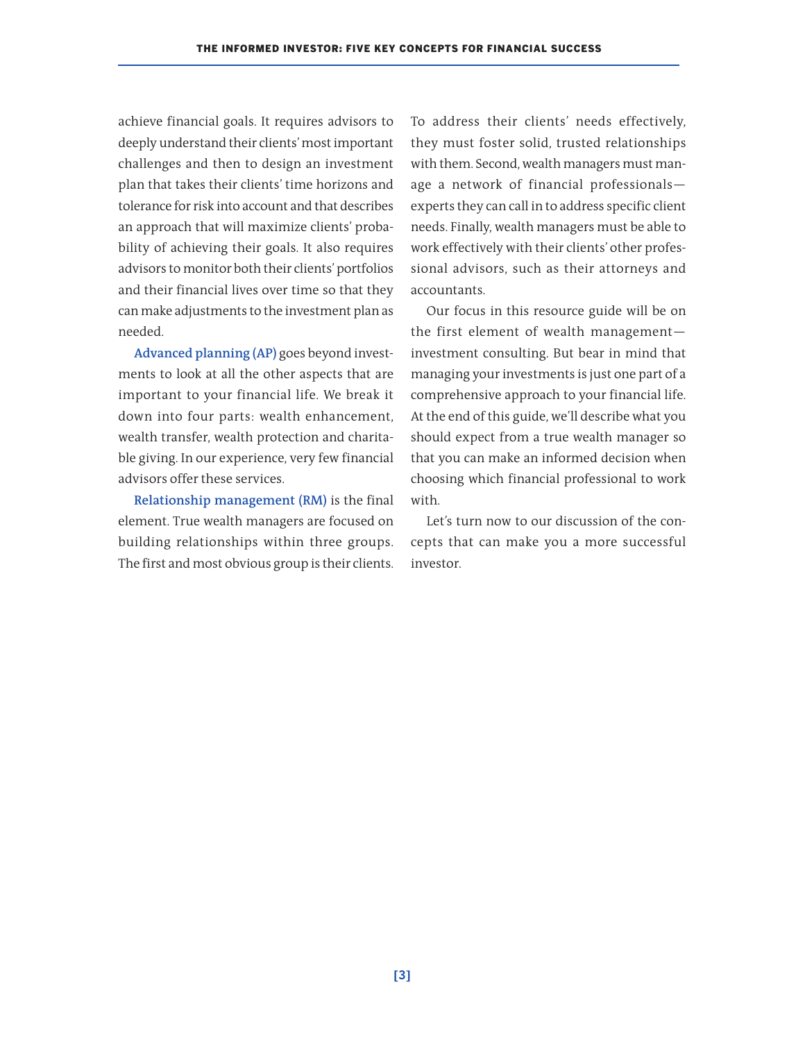achieve financial goals. It requires advisors to deeply understand their clients' most important challenges and then to design an investment plan that takes their clients' time horizons and tolerance for risk into account and that describes an approach that will maximize clients' probability of achieving their goals. It also requires advisors to monitor both their clients' portfolios and their financial lives over time so that they can make adjustments to the investment plan as needed.

**Advanced planning (AP)** goes beyond investments to look at all the other aspects that are important to your financial life. We break it down into four parts: wealth enhancement, wealth transfer, wealth protection and charitable giving. In our experience, very few financial advisors offer these services.

**Relationship management (RM)** is the final element. True wealth managers are focused on building relationships within three groups. The first and most obvious group is their clients. To address their clients' needs effectively, they must foster solid, trusted relationships with them. Second, wealth managers must manage a network of financial professionals—experts they can call in to address specific client needs. Finally, wealth managers must be able to work effectively with their clients' other professional advisors, such as their attorneys and accountants.

Our focus in this resource guide will be on the first element of wealth management—investment consulting. But bear in mind that managing your investments is just one part of a comprehensive approach to your financial life. At the end of this guide, we'll describe what you should expect from a true wealth manager so that you can make an informed decision when choosing which financial professional to work with.

Let's turn now to our discussion of the concepts that can make you a more successful investor.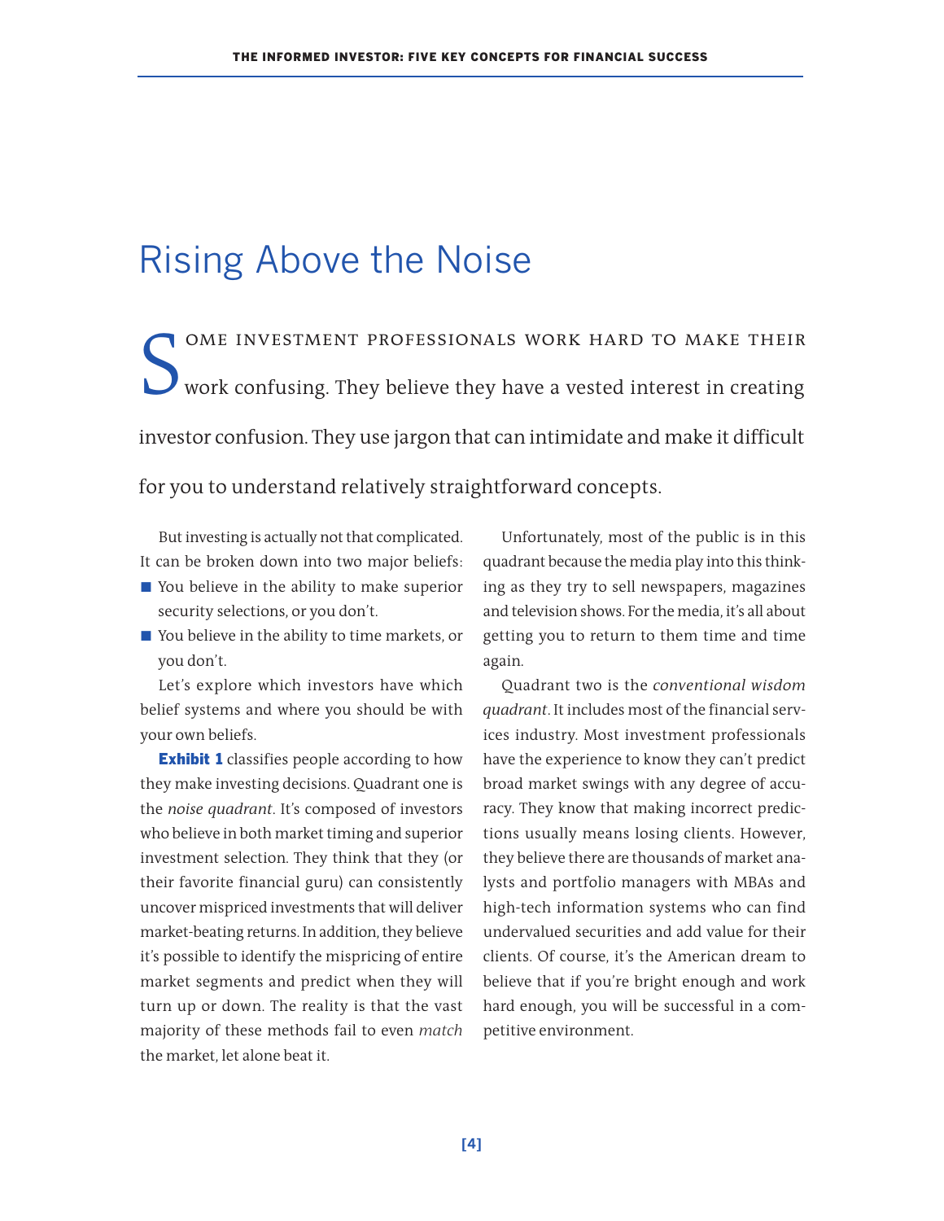# Rising Above the Noise

Some investment professionals work hard to make their work confusing. They believe they have a vested interest in creating investor confusion. They use jargon that can intimidate and make it difficult for you to understand relatively straightforward concepts.

But investing is actually not that complicated. It can be broken down into two major beliefs:

- You believe in the ability to make superior security selections, or you don't.
- You believe in the ability to time markets, or you don't.

Let's explore which investors have which belief systems and where you should be with your own beliefs.

**Exhibit 1** classifies people according to how they make investing decisions. Quadrant one is the *noise quadrant*. It's composed of investors who believe in both market timing and superior investment selection. They think that they (or their favorite financial guru) can consistently uncover mispriced investments that will deliver market-beating returns. In addition, they believe it's possible to identify the mispricing of entire market segments and predict when they will turn up or down. The reality is that the vast majority of these methods fail to even *match* the market, let alone beat it.

Unfortunately, most of the public is in this quadrant because the media play into this thinking as they try to sell newspapers, magazines and television shows. For the media, it's all about getting you to return to them time and time again.

Quadrant two is the *conventional wisdom quadrant*. It includes most of the financial services industry. Most investment professionals have the experience to know they can't predict broad market swings with any degree of accuracy. They know that making incorrect predictions usually means losing clients. However, they believe there are thousands of market analysts and portfolio managers with MBAs and high-tech information systems who can find undervalued securities and add value for their clients. Of course, it's the American dream to believe that if you're bright enough and work hard enough, you will be successful in a competitive environment.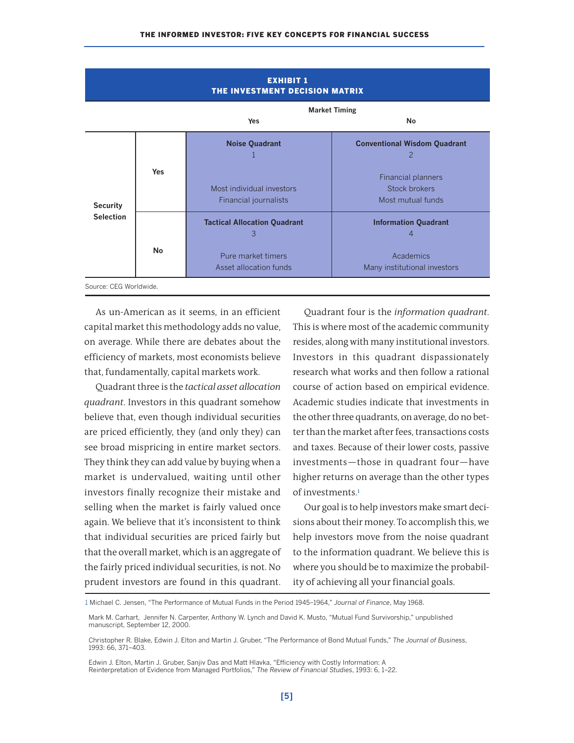**EXHIBIT 1**
**THE INVESTMENT DECISION MATRIX**

| | | Market Timing: Yes | Market Timing: No |
|---|---|---|---|
| **Security Selection** | **Yes** | **Noise Quadrant** 1 — Most individual investors, Financial journalists | **Conventional Wisdom Quadrant** 2 — Financial planners, Stock brokers, Most mutual funds |
| | **No** | **Tactical Allocation Quadrant** 3 — Pure market timers, Asset allocation funds | **Information Quadrant** 4 — Academics, Many institutional investors |

Source: CEG Worldwide.

As un-American as it seems, in an efficient capital market this methodology adds no value, on average. While there are debates about the efficiency of markets, most economists believe that, fundamentally, capital markets work.

Quadrant three is the *tactical asset allocation quadrant*. Investors in this quadrant somehow believe that, even though individual securities are priced efficiently, they (and only they) can see broad mispricing in entire market sectors. They think they can add value by buying when a market is undervalued, waiting until other investors finally recognize their mistake and selling when the market is fairly valued once again. We believe that it's inconsistent to think that individual securities are priced fairly but that the overall market, which is an aggregate of the fairly priced individual securities, is not. No prudent investors are found in this quadrant.

Quadrant four is the *information quadrant*. This is where most of the academic community resides, along with many institutional investors. Investors in this quadrant dispassionately research what works and then follow a rational course of action based on empirical evidence. Academic studies indicate that investments in the other three quadrants, on average, do no better than the market after fees, transactions costs and taxes. Because of their lower costs, passive investments—those in quadrant four—have higher returns on average than the other types of investments.[1]

Our goal is to help investors make smart decisions about their money. To accomplish this, we help investors move from the noise quadrant to the information quadrant. We believe this is where you should be to maximize the probability of achieving all your financial goals.

---

[1] Michael C. Jensen, "The Performance of Mutual Funds in the Period 1945–1964," *Journal of Finance*, May 1968.

Mark M. Carhart, Jennifer N. Carpenter, Anthony W. Lynch and David K. Musto, "Mutual Fund Survivorship," unpublished manuscript, September 12, 2000.

Christopher R. Blake, Edwin J. Elton and Martin J. Gruber, "The Performance of Bond Mutual Funds," *The Journal of Business*, 1993: 66, 371–403.

Edwin J. Elton, Martin J. Gruber, Sanjiv Das and Matt Hlavka, "Efficiency with Costly Information: A Reinterpretation of Evidence from Managed Portfolios," *The Review of Financial Studies*, 1993: 6, 1–22.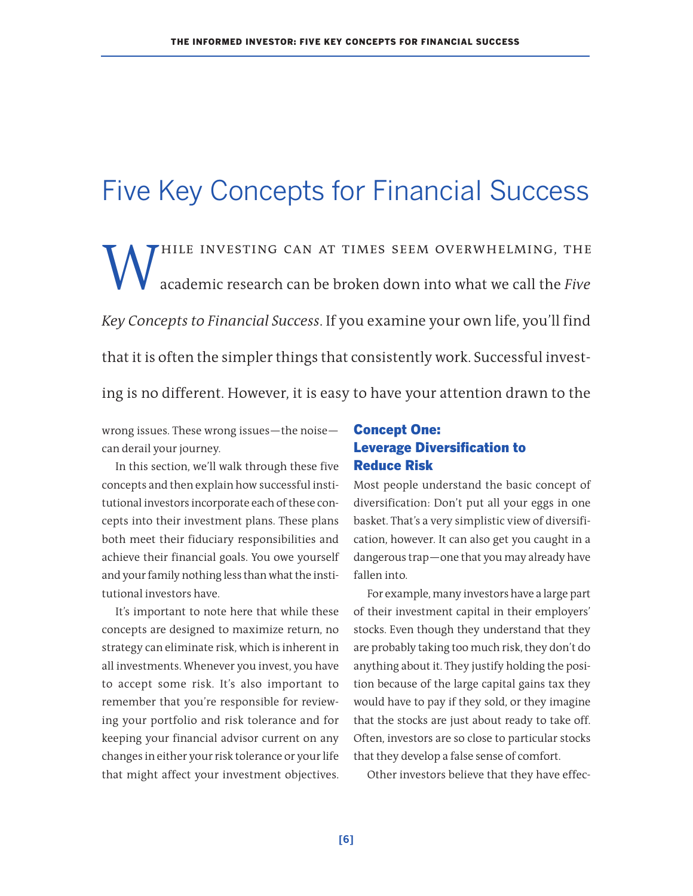# Five Key Concepts for Financial Success

While investing can at times seem overwhelming, the academic research can be broken down into what we call the *Five Key Concepts to Financial Success*. If you examine your own life, you'll find that it is often the simpler things that consistently work. Successful investing is no different. However, it is easy to have your attention drawn to the wrong issues. These wrong issues—the noise—can derail your journey.

In this section, we'll walk through these five concepts and then explain how successful institutional investors incorporate each of these concepts into their investment plans. These plans both meet their fiduciary responsibilities and achieve their financial goals. You owe yourself and your family nothing less than what the institutional investors have.

It's important to note here that while these concepts are designed to maximize return, no strategy can eliminate risk, which is inherent in all investments. Whenever you invest, you have to accept some risk. It's also important to remember that you're responsible for reviewing your portfolio and risk tolerance and for keeping your financial advisor current on any changes in either your risk tolerance or your life that might affect your investment objectives.

## Concept One: Leverage Diversification to Reduce Risk

Most people understand the basic concept of diversification: Don't put all your eggs in one basket. That's a very simplistic view of diversification, however. It can also get you caught in a dangerous trap—one that you may already have fallen into.

For example, many investors have a large part of their investment capital in their employers' stocks. Even though they understand that they are probably taking too much risk, they don't do anything about it. They justify holding the position because of the large capital gains tax they would have to pay if they sold, or they imagine that the stocks are just about ready to take off. Often, investors are so close to particular stocks that they develop a false sense of comfort.

Other investors believe that they have effec-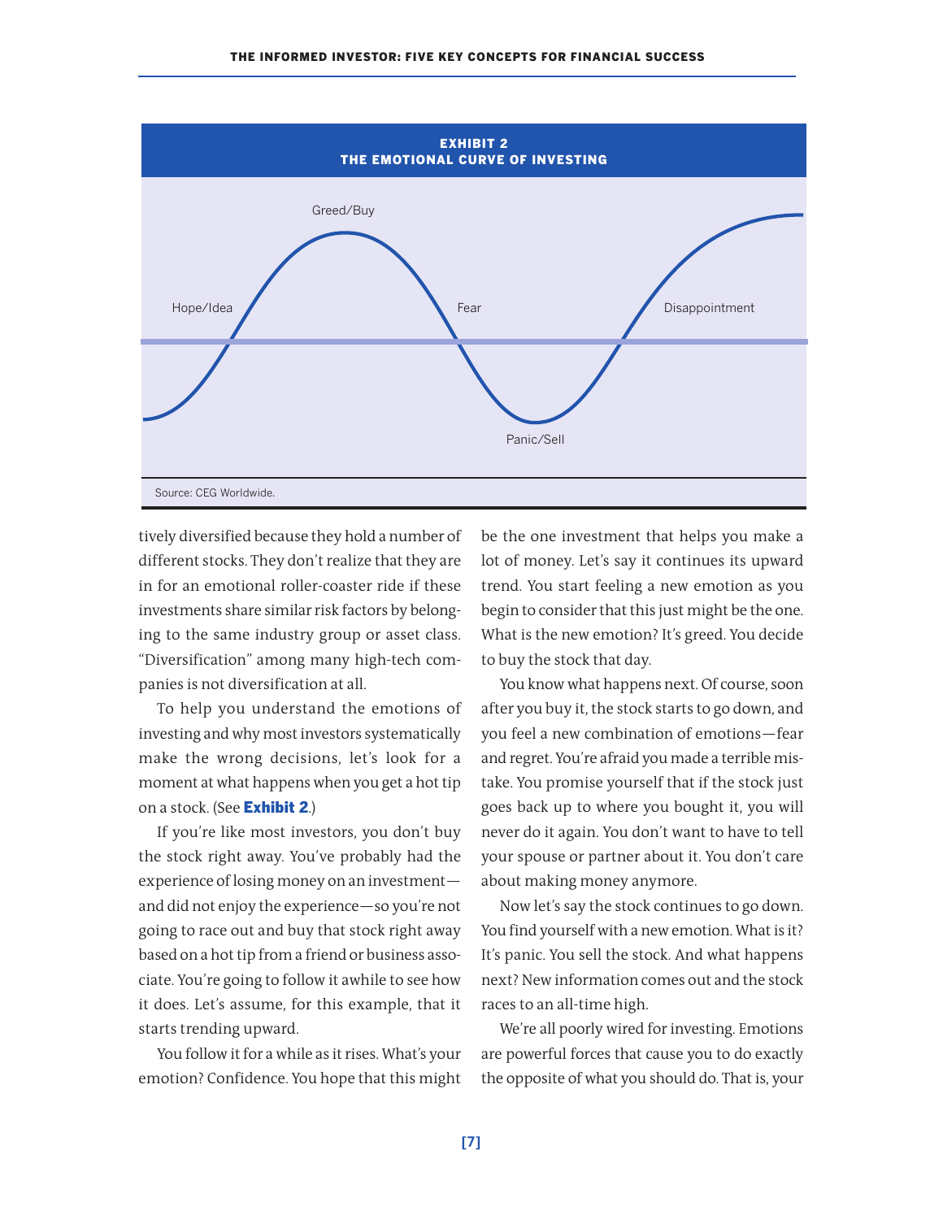**EXHIBIT 2**
**THE EMOTIONAL CURVE OF INVESTING**

Hope/Idea — Greed/Buy — Fear — Panic/Sell — Disappointment

Source: CEG Worldwide.

tively diversified because they hold a number of different stocks. They don't realize that they are in for an emotional roller-coaster ride if these investments share similar risk factors by belonging to the same industry group or asset class. "Diversification" among many high-tech companies is not diversification at all.

To help you understand the emotions of investing and why most investors systematically make the wrong decisions, let's look for a moment at what happens when you get a hot tip on a stock. (See **Exhibit 2**.)

If you're like most investors, you don't buy the stock right away. You've probably had the experience of losing money on an investment—and did not enjoy the experience—so you're not going to race out and buy that stock right away based on a hot tip from a friend or business associate. You're going to follow it awhile to see how it does. Let's assume, for this example, that it starts trending upward.

You follow it for a while as it rises. What's your emotion? Confidence. You hope that this might be the one investment that helps you make a lot of money. Let's say it continues its upward trend. You start feeling a new emotion as you begin to consider that this just might be the one. What is the new emotion? It's greed. You decide to buy the stock that day.

You know what happens next. Of course, soon after you buy it, the stock starts to go down, and you feel a new combination of emotions—fear and regret. You're afraid you made a terrible mistake. You promise yourself that if the stock just goes back up to where you bought it, you will never do it again. You don't want to have to tell your spouse or partner about it. You don't care about making money anymore.

Now let's say the stock continues to go down. You find yourself with a new emotion. What is it? It's panic. You sell the stock. And what happens next? New information comes out and the stock races to an all-time high.

We're all poorly wired for investing. Emotions are powerful forces that cause you to do exactly the opposite of what you should do. That is, your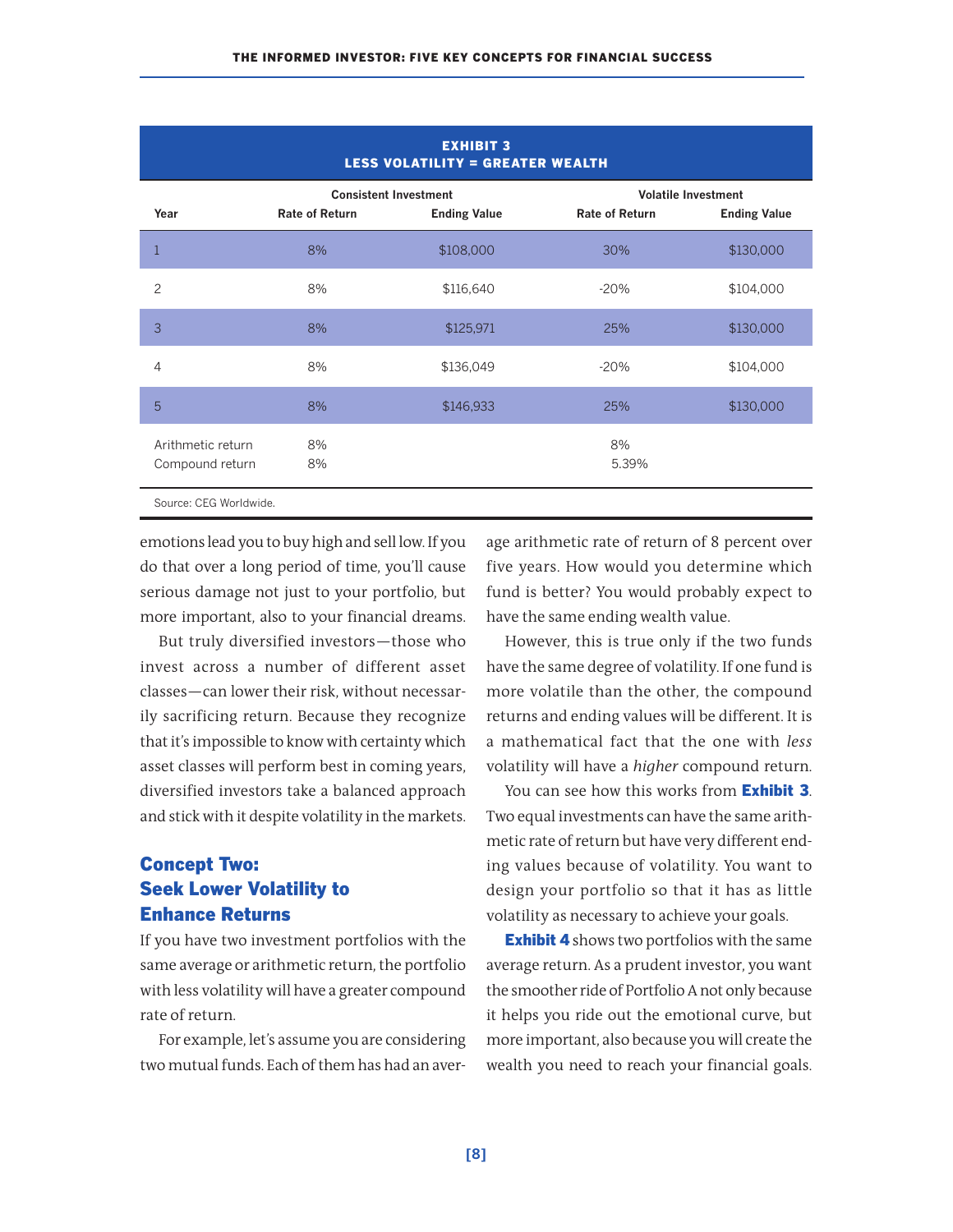**EXHIBIT 3**
**LESS VOLATILITY = GREATER WEALTH**

| Year | Consistent Investment | | Volatile Investment | |
|---|---|---|---|---|
| | Rate of Return | Ending Value | Rate of Return | Ending Value |
| 1 | 8% | $108,000 | 30% | $130,000 |
| 2 | 8% | $116,640 | -20% | $104,000 |
| 3 | 8% | $125,971 | 25% | $130,000 |
| 4 | 8% | $136,049 | -20% | $104,000 |
| 5 | 8% | $146,933 | 25% | $130,000 |
| Arithmetic return | 8% | | 8% | |
| Compound return | 8% | | 5.39% | |

Source: CEG Worldwide.

emotions lead you to buy high and sell low. If you do that over a long period of time, you'll cause serious damage not just to your portfolio, but more important, also to your financial dreams.

But truly diversified investors—those who invest across a number of different asset classes—can lower their risk, without necessarily sacrificing return. Because they recognize that it's impossible to know with certainty which asset classes will perform best in coming years, diversified investors take a balanced approach and stick with it despite volatility in the markets.

## Concept Two: Seek Lower Volatility to Enhance Returns

If you have two investment portfolios with the same average or arithmetic return, the portfolio with less volatility will have a greater compound rate of return.

For example, let's assume you are considering two mutual funds. Each of them has had an average arithmetic rate of return of 8 percent over five years. How would you determine which fund is better? You would probably expect to have the same ending wealth value.

However, this is true only if the two funds have the same degree of volatility. If one fund is more volatile than the other, the compound returns and ending values will be different. It is a mathematical fact that the one with *less* volatility will have a *higher* compound return.

You can see how this works from **Exhibit 3**. Two equal investments can have the same arithmetic rate of return but have very different ending values because of volatility. You want to design your portfolio so that it has as little volatility as necessary to achieve your goals.

**Exhibit 4** shows two portfolios with the same average return. As a prudent investor, you want the smoother ride of Portfolio A not only because it helps you ride out the emotional curve, but more important, also because you will create the wealth you need to reach your financial goals.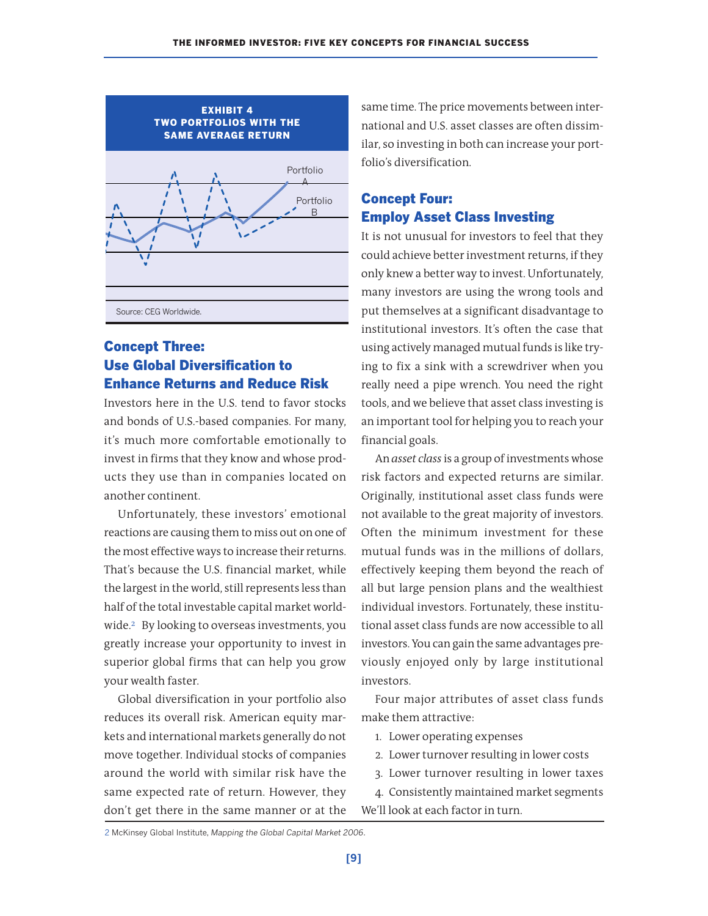**EXHIBIT 4**
**TWO PORTFOLIOS WITH THE SAME AVERAGE RETURN**

Portfolio A

Portfolio B

Source: CEG Worldwide.

## Concept Three: Use Global Diversification to Enhance Returns and Reduce Risk

Investors here in the U.S. tend to favor stocks and bonds of U.S.-based companies. For many, it's much more comfortable emotionally to invest in firms that they know and whose products they use than in companies located on another continent.

Unfortunately, these investors' emotional reactions are causing them to miss out on one of the most effective ways to increase their returns. That's because the U.S. financial market, while the largest in the world, still represents less than half of the total investable capital market worldwide.[2] By looking to overseas investments, you greatly increase your opportunity to invest in superior global firms that can help you grow your wealth faster.

Global diversification in your portfolio also reduces its overall risk. American equity markets and international markets generally do not move together. Individual stocks of companies around the world with similar risk have the same expected rate of return. However, they don't get there in the same manner or at the same time. The price movements between international and U.S. asset classes are often dissimilar, so investing in both can increase your portfolio's diversification.

## Concept Four: Employ Asset Class Investing

It is not unusual for investors to feel that they could achieve better investment returns, if they only knew a better way to invest. Unfortunately, many investors are using the wrong tools and put themselves at a significant disadvantage to institutional investors. It's often the case that using actively managed mutual funds is like trying to fix a sink with a screwdriver when you really need a pipe wrench. You need the right tools, and we believe that asset class investing is an important tool for helping you to reach your financial goals.

An *asset class* is a group of investments whose risk factors and expected returns are similar. Originally, institutional asset class funds were not available to the great majority of investors. Often the minimum investment for these mutual funds was in the millions of dollars, effectively keeping them beyond the reach of all but large pension plans and the wealthiest individual investors. Fortunately, these institutional asset class funds are now accessible to all investors. You can gain the same advantages previously enjoyed only by large institutional investors.

Four major attributes of asset class funds make them attractive:

1. Lower operating expenses
2. Lower turnover resulting in lower costs
3. Lower turnover resulting in lower taxes
4. Consistently maintained market segments

We'll look at each factor in turn.

---

2 McKinsey Global Institute, *Mapping the Global Capital Market 2006*.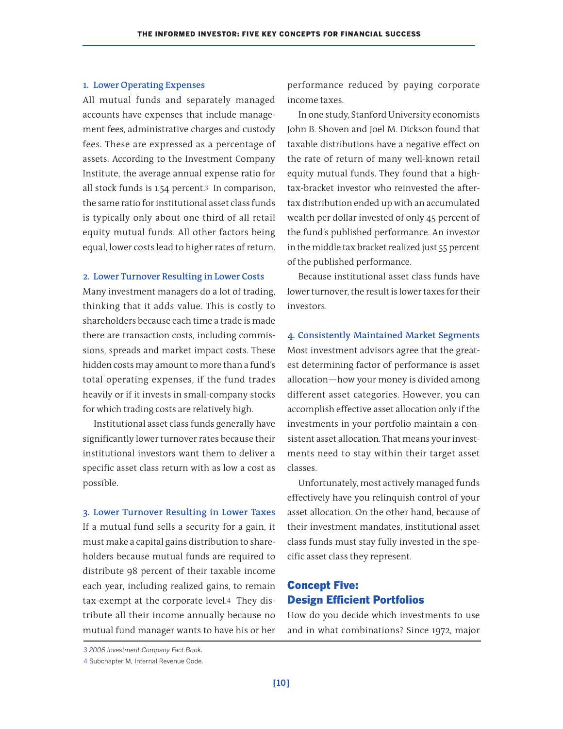### 1. Lower Operating Expenses

All mutual funds and separately managed accounts have expenses that include management fees, administrative charges and custody fees. These are expressed as a percentage of assets. According to the Investment Company Institute, the average annual expense ratio for all stock funds is 1.54 percent.[3] In comparison, the same ratio for institutional asset class funds is typically only about one-third of all retail equity mutual funds. All other factors being equal, lower costs lead to higher rates of return.

### 2. Lower Turnover Resulting in Lower Costs

Many investment managers do a lot of trading, thinking that it adds value. This is costly to shareholders because each time a trade is made there are transaction costs, including commissions, spreads and market impact costs. These hidden costs may amount to more than a fund's total operating expenses, if the fund trades heavily or if it invests in small-company stocks for which trading costs are relatively high.

Institutional asset class funds generally have significantly lower turnover rates because their institutional investors want them to deliver a specific asset class return with as low a cost as possible.

### 3. Lower Turnover Resulting in Lower Taxes

If a mutual fund sells a security for a gain, it must make a capital gains distribution to shareholders because mutual funds are required to distribute 98 percent of their taxable income each year, including realized gains, to remain tax-exempt at the corporate level.[4] They distribute all their income annually because no mutual fund manager wants to have his or her performance reduced by paying corporate income taxes.

In one study, Stanford University economists John B. Shoven and Joel M. Dickson found that taxable distributions have a negative effect on the rate of return of many well-known retail equity mutual funds. They found that a high-tax-bracket investor who reinvested the after-tax distribution ended up with an accumulated wealth per dollar invested of only 45 percent of the fund's published performance. An investor in the middle tax bracket realized just 55 percent of the published performance.

Because institutional asset class funds have lower turnover, the result is lower taxes for their investors.

### 4. Consistently Maintained Market Segments

Most investment advisors agree that the greatest determining factor of performance is asset allocation—how your money is divided among different asset categories. However, you can accomplish effective asset allocation only if the investments in your portfolio maintain a consistent asset allocation. That means your investments need to stay within their target asset classes.

Unfortunately, most actively managed funds effectively have you relinquish control of your asset allocation. On the other hand, because of their investment mandates, institutional asset class funds must stay fully invested in the specific asset class they represent.

## Concept Five: Design Efficient Portfolios

How do you decide which investments to use and in what combinations? Since 1972, major

---

[3] *2006 Investment Company Fact Book.*

[4] Subchapter M, Internal Revenue Code.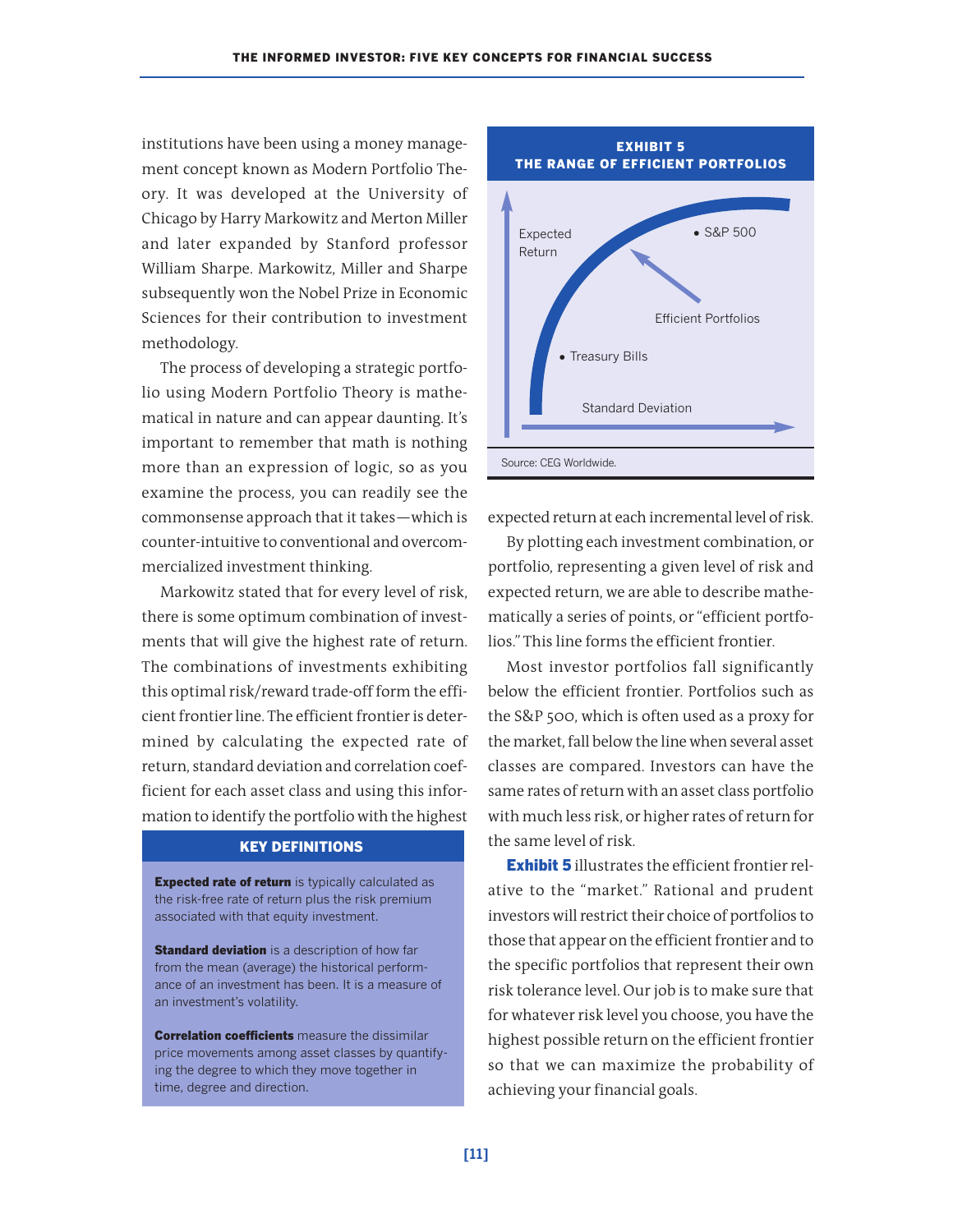institutions have been using a money management concept known as Modern Portfolio Theory. It was developed at the University of Chicago by Harry Markowitz and Merton Miller and later expanded by Stanford professor William Sharpe. Markowitz, Miller and Sharpe subsequently won the Nobel Prize in Economic Sciences for their contribution to investment methodology.

The process of developing a strategic portfolio using Modern Portfolio Theory is mathematical in nature and can appear daunting. It's important to remember that math is nothing more than an expression of logic, so as you examine the process, you can readily see the commonsense approach that it takes—which is counter-intuitive to conventional and overcommercialized investment thinking.

Markowitz stated that for every level of risk, there is some optimum combination of investments that will give the highest rate of return. The combinations of investments exhibiting this optimal risk/reward trade-off form the efficient frontier line. The efficient frontier is determined by calculating the expected rate of return, standard deviation and correlation coefficient for each asset class and using this information to identify the portfolio with the highest expected return at each incremental level of risk.

> **KEY DEFINITIONS**
>
> **Expected rate of return** is typically calculated as the risk-free rate of return plus the risk premium associated with that equity investment.
>
> **Standard deviation** is a description of how far from the mean (average) the historical performance of an investment has been. It is a measure of an investment's volatility.
>
> **Correlation coefficients** measure the dissimilar price movements among asset classes by quantifying the degree to which they move together in time, degree and direction.

**EXHIBIT 5**
**THE RANGE OF EFFICIENT PORTFOLIOS**

Expected Return

• S&P 500

Efficient Portfolios

• Treasury Bills

Standard Deviation

Source: CEG Worldwide.

By plotting each investment combination, or portfolio, representing a given level of risk and expected return, we are able to describe mathematically a series of points, or "efficient portfolios." This line forms the efficient frontier.

Most investor portfolios fall significantly below the efficient frontier. Portfolios such as the S&P 500, which is often used as a proxy for the market, fall below the line when several asset classes are compared. Investors can have the same rates of return with an asset class portfolio with much less risk, or higher rates of return for the same level of risk.

**Exhibit 5** illustrates the efficient frontier relative to the "market." Rational and prudent investors will restrict their choice of portfolios to those that appear on the efficient frontier and to the specific portfolios that represent their own risk tolerance level. Our job is to make sure that for whatever risk level you choose, you have the highest possible return on the efficient frontier so that we can maximize the probability of achieving your financial goals.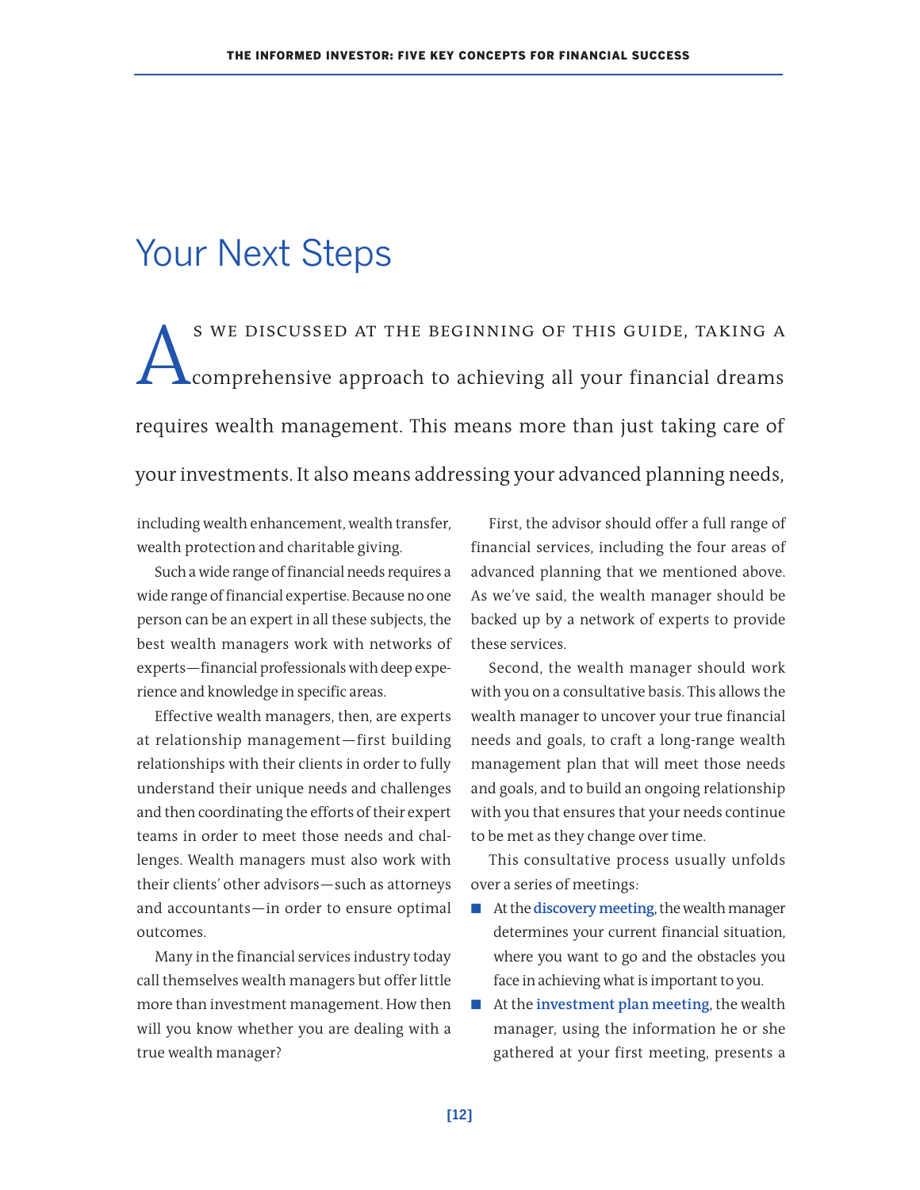# Your Next Steps

As we discussed at the beginning of this guide, taking a comprehensive approach to achieving all your financial dreams requires wealth management. This means more than just taking care of your investments. It also means addressing your advanced planning needs, including wealth enhancement, wealth transfer, wealth protection and charitable giving.

Such a wide range of financial needs requires a wide range of financial expertise. Because no one person can be an expert in all these subjects, the best wealth managers work with networks of experts—financial professionals with deep experience and knowledge in specific areas.

Effective wealth managers, then, are experts at relationship management—first building relationships with their clients in order to fully understand their unique needs and challenges and then coordinating the efforts of their expert teams in order to meet those needs and challenges. Wealth managers must also work with their clients' other advisors—such as attorneys and accountants—in order to ensure optimal outcomes.

Many in the financial services industry today call themselves wealth managers but offer little more than investment management. How then will you know whether you are dealing with a true wealth manager?

First, the advisor should offer a full range of financial services, including the four areas of advanced planning that we mentioned above. As we've said, the wealth manager should be backed up by a network of experts to provide these services.

Second, the wealth manager should work with you on a consultative basis. This allows the wealth manager to uncover your true financial needs and goals, to craft a long-range wealth management plan that will meet those needs and goals, and to build an ongoing relationship with you that ensures that your needs continue to be met as they change over time.

This consultative process usually unfolds over a series of meetings:

- At the **discovery meeting**, the wealth manager determines your current financial situation, where you want to go and the obstacles you face in achieving what is important to you.
- At the **investment plan meeting**, the wealth manager, using the information he or she gathered at your first meeting, presents a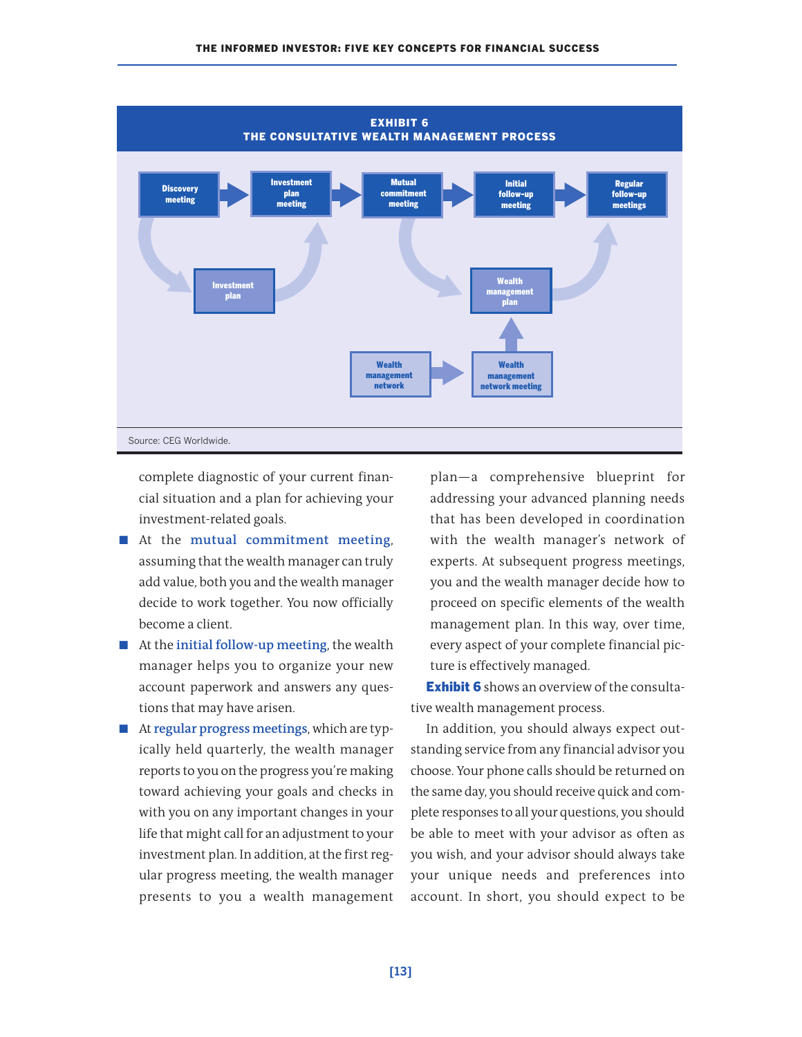**EXHIBIT 6**
**THE CONSULTATIVE WEALTH MANAGEMENT PROCESS**

Discovery meeting → Investment plan meeting → Mutual commitment meeting → Initial follow-up meeting → Regular follow-up meetings

Investment plan

Wealth management plan

Wealth management network → Wealth management network meeting

Source: CEG Worldwide.

complete diagnostic of your current financial situation and a plan for achieving your investment-related goals.

- At the **mutual commitment meeting**, assuming that the wealth manager can truly add value, both you and the wealth manager decide to work together. You now officially become a client.
- At the **initial follow-up meeting**, the wealth manager helps you to organize your new account paperwork and answers any questions that may have arisen.
- At **regular progress meetings**, which are typically held quarterly, the wealth manager reports to you on the progress you're making toward achieving your goals and checks in with you on any important changes in your life that might call for an adjustment to your investment plan. In addition, at the first regular progress meeting, the wealth manager presents to you a wealth management plan—a comprehensive blueprint for addressing your advanced planning needs that has been developed in coordination with the wealth manager's network of experts. At subsequent progress meetings, you and the wealth manager decide how to proceed on specific elements of the wealth management plan. In this way, over time, every aspect of your complete financial picture is effectively managed.

**Exhibit 6** shows an overview of the consultative wealth management process.

In addition, you should always expect outstanding service from any financial advisor you choose. Your phone calls should be returned on the same day, you should receive quick and complete responses to all your questions, you should be able to meet with your advisor as often as you wish, and your advisor should always take your unique needs and preferences into account. In short, you should expect to be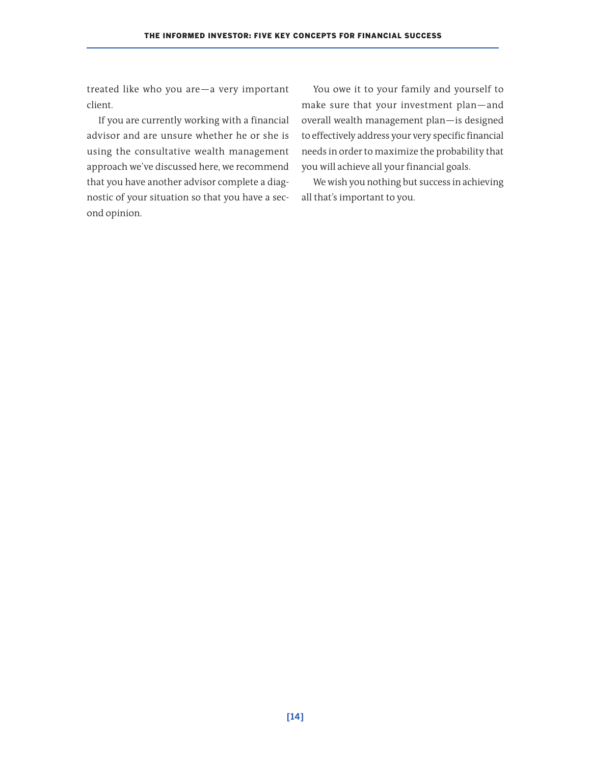treated like who you are—a very important client.

If you are currently working with a financial advisor and are unsure whether he or she is using the consultative wealth management approach we've discussed here, we recommend that you have another advisor complete a diagnostic of your situation so that you have a second opinion.

You owe it to your family and yourself to make sure that your investment plan—and overall wealth management plan—is designed to effectively address your very specific financial needs in order to maximize the probability that you will achieve all your financial goals.

We wish you nothing but success in achieving all that's important to you.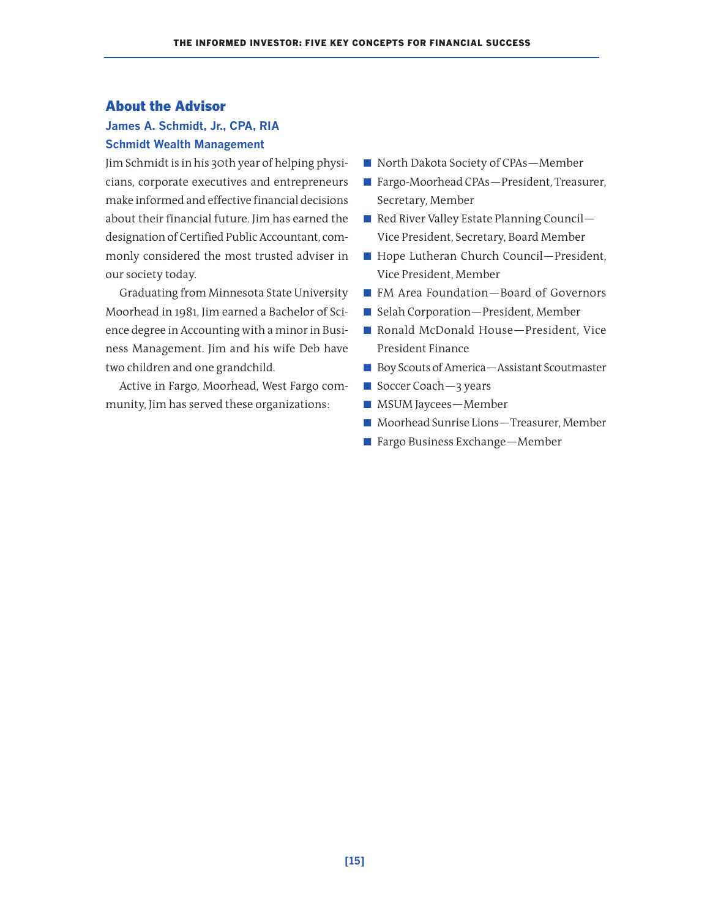## About the Advisor

### James A. Schmidt, Jr., CPA, RIA

### Schmidt Wealth Management

Jim Schmidt is in his 30th year of helping physicians, corporate executives and entrepreneurs make informed and effective financial decisions about their financial future. Jim has earned the designation of Certified Public Accountant, commonly considered the most trusted adviser in our society today.

Graduating from Minnesota State University Moorhead in 1981, Jim earned a Bachelor of Science degree in Accounting with a minor in Business Management. Jim and his wife Deb have two children and one grandchild.

Active in Fargo, Moorhead, West Fargo community, Jim has served these organizations:

- North Dakota Society of CPAs—Member
- Fargo-Moorhead CPAs—President, Treasurer, Secretary, Member
- Red River Valley Estate Planning Council—Vice President, Secretary, Board Member
- Hope Lutheran Church Council—President, Vice President, Member
- FM Area Foundation—Board of Governors
- Selah Corporation—President, Member
- Ronald McDonald House—President, Vice President Finance
- Boy Scouts of America—Assistant Scoutmaster
- Soccer Coach—3 years
- MSUM Jaycees—Member
- Moorhead Sunrise Lions—Treasurer, Member
- Fargo Business Exchange—Member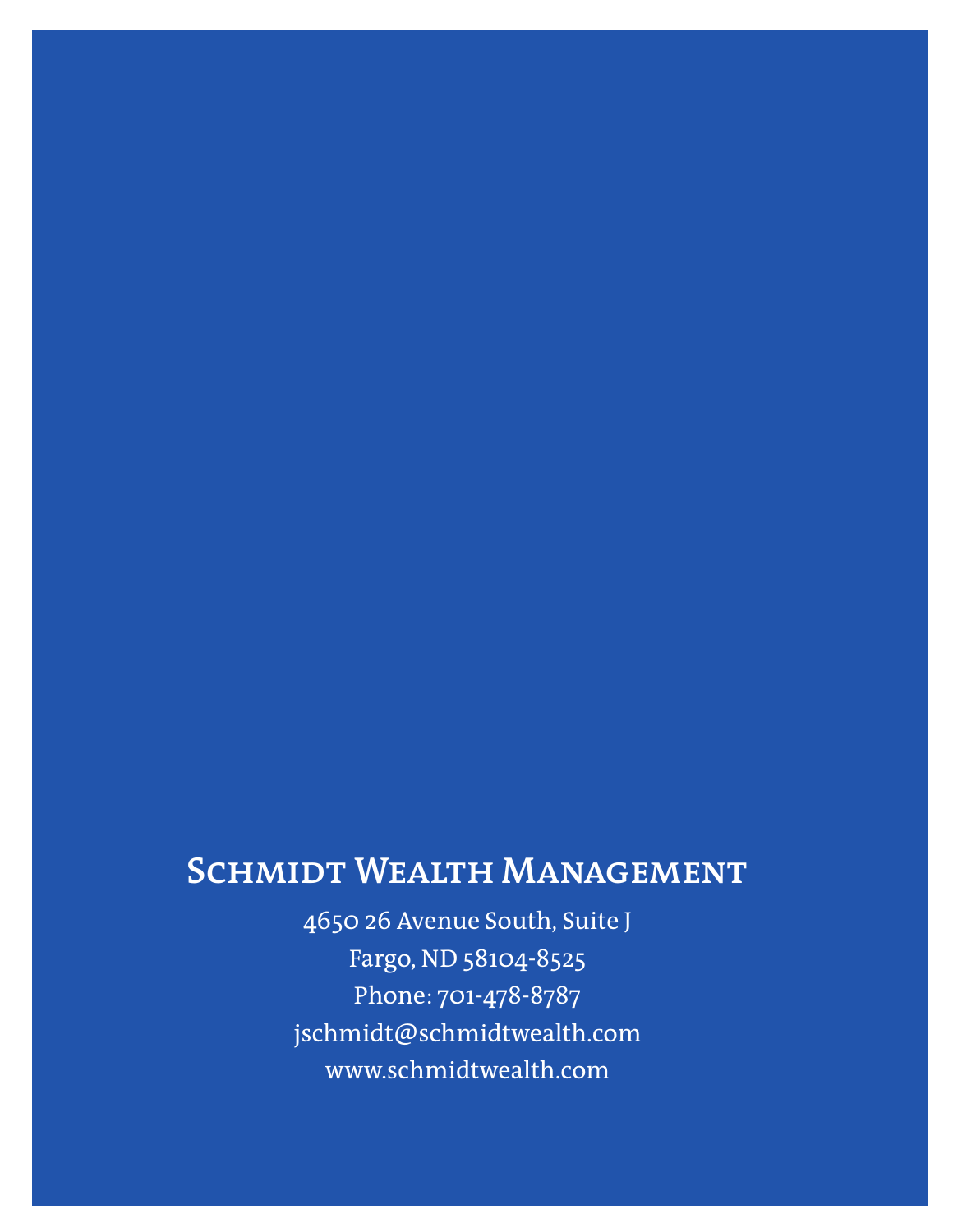## Schmidt Wealth Management

4650 26 Avenue South, Suite J

Fargo, ND 58104-8525

Phone: 701-478-8787

jschmidt@schmidtwealth.com

www.schmidtwealth.com